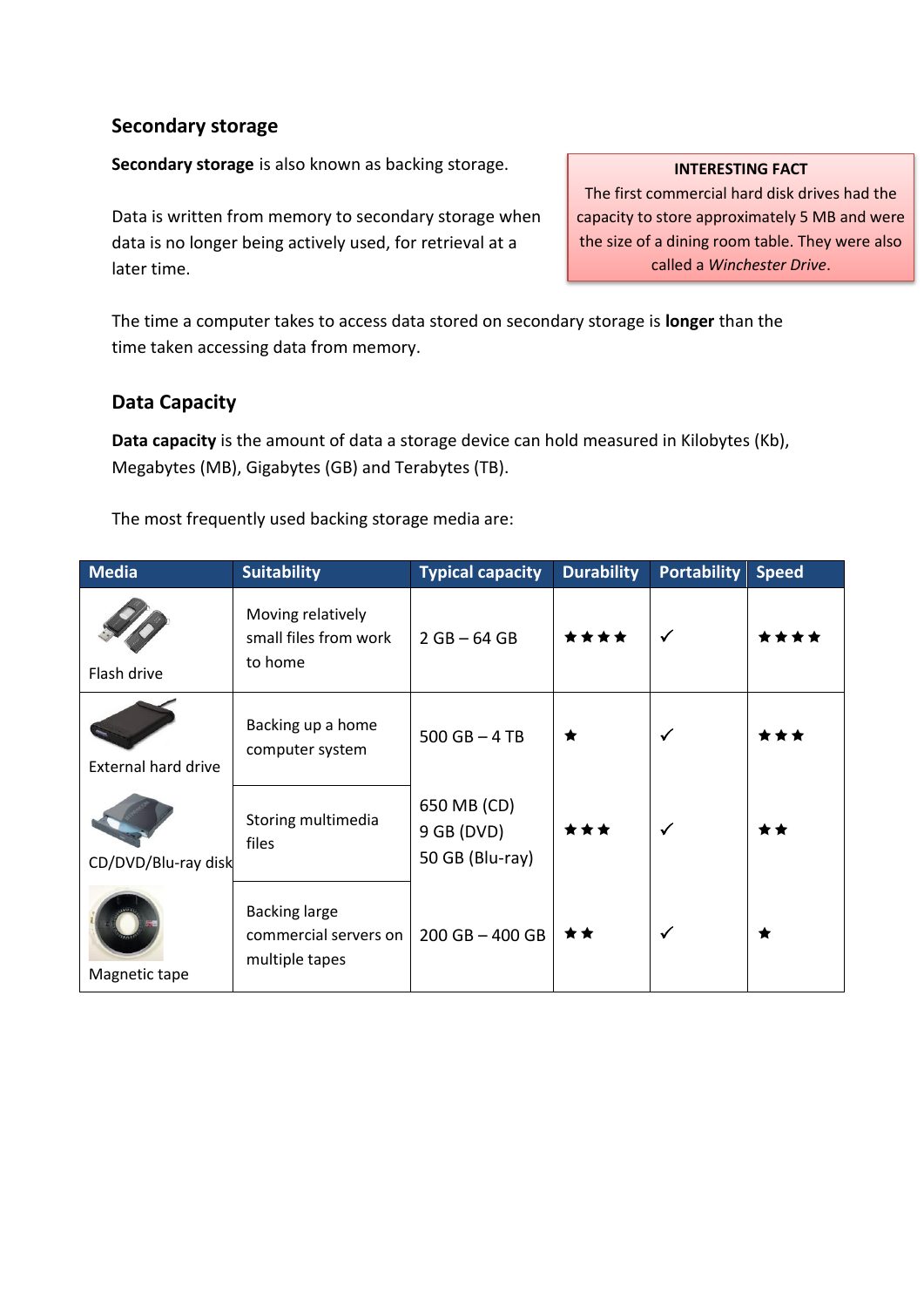## Secondary storage

**Secondary storage** is also known as backing storage.

Data is written from memory to secondary storage when data is no longer being actively used, for retrieval at a later time.

> **INTERESTING FACT**
>
> The first commercial hard disk drives had the capacity to store approximately 5 MB and were the size of a dining room table. They were also called a *Winchester Drive*.

The time a computer takes to access data stored on secondary storage is **longer** than the time taken accessing data from memory.

## Data Capacity

**Data capacity** is the amount of data a storage device can hold measured in Kilobytes (Kb), Megabytes (MB), Gigabytes (GB) and Terabytes (TB).

The most frequently used backing storage media are:

| Media | Suitability | Typical capacity | Durability | Portability | Speed |
|---|---|---|---|---|---|
| Flash drive | Moving relatively small files from work to home | 2 GB – 64 GB | ★★★★ | ✓ | ★★★★ |
| External hard drive | Backing up a home computer system | 500 GB – 4 TB | ★ | ✓ | ★★★ |
| CD/DVD/Blu-ray disk | Storing multimedia files | 650 MB (CD)<br>9 GB (DVD)<br>50 GB (Blu-ray) | ★★★ | ✓ | ★★ |
| Magnetic tape | Backing large commercial servers on multiple tapes | 200 GB – 400 GB | ★★ | ✓ | ★ |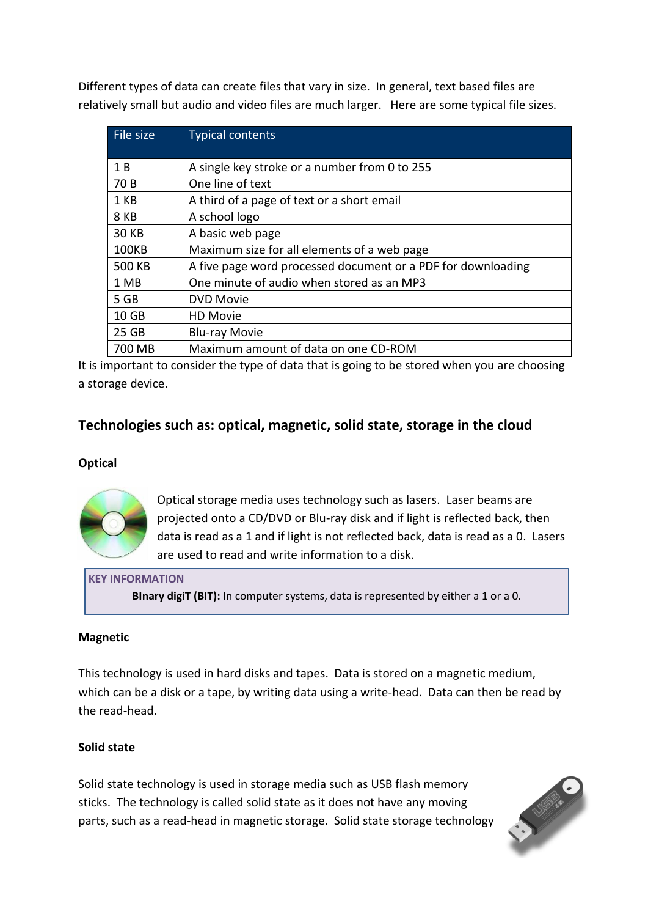Different types of data can create files that vary in size. In general, text based files are relatively small but audio and video files are much larger. Here are some typical file sizes.

| File size | Typical contents |
|---|---|
| 1 B | A single key stroke or a number from 0 to 255 |
| 70 B | One line of text |
| 1 KB | A third of a page of text or a short email |
| 8 KB | A school logo |
| 30 KB | A basic web page |
| 100KB | Maximum size for all elements of a web page |
| 500 KB | A five page word processed document or a PDF for downloading |
| 1 MB | One minute of audio when stored as an MP3 |
| 5 GB | DVD Movie |
| 10 GB | HD Movie |
| 25 GB | Blu-ray Movie |
| 700 MB | Maximum amount of data on one CD-ROM |

It is important to consider the type of data that is going to be stored when you are choosing a storage device.

## Technologies such as: optical, magnetic, solid state, storage in the cloud

### Optical

Optical storage media uses technology such as lasers. Laser beams are projected onto a CD/DVD or Blu-ray disk and if light is reflected back, then data is read as a 1 and if light is not reflected back, data is read as a 0. Lasers are used to read and write information to a disk.

> **KEY INFORMATION**
>
> **BInary digiT (BIT):** In computer systems, data is represented by either a 1 or a 0.

### Magnetic

This technology is used in hard disks and tapes. Data is stored on a magnetic medium, which can be a disk or a tape, by writing data using a write-head. Data can then be read by the read-head.

### Solid state

Solid state technology is used in storage media such as USB flash memory sticks. The technology is called solid state as it does not have any moving parts, such as a read-head in magnetic storage. Solid state storage technology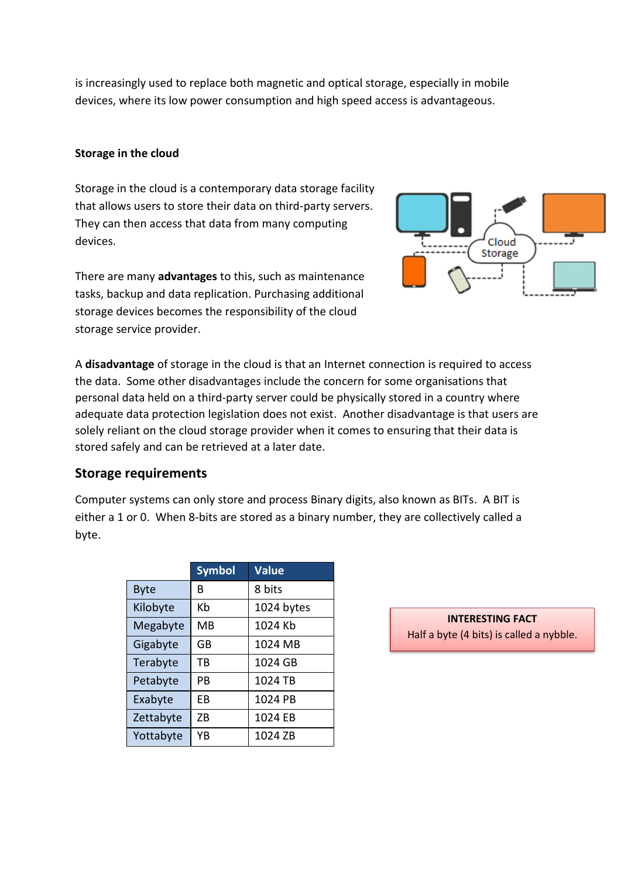is increasingly used to replace both magnetic and optical storage, especially in mobile devices, where its low power consumption and high speed access is advantageous.

**Storage in the cloud**

Storage in the cloud is a contemporary data storage facility that allows users to store their data on third-party servers. They can then access that data from many computing devices.

There are many **advantages** to this, such as maintenance tasks, backup and data replication. Purchasing additional storage devices becomes the responsibility of the cloud storage service provider.

A **disadvantage** of storage in the cloud is that an Internet connection is required to access the data. Some other disadvantages include the concern for some organisations that personal data held on a third-party server could be physically stored in a country where adequate data protection legislation does not exist. Another disadvantage is that users are solely reliant on the cloud storage provider when it comes to ensuring that their data is stored safely and can be retrieved at a later date.

## Storage requirements

Computer systems can only store and process Binary digits, also known as BITs. A BIT is either a 1 or 0. When 8-bits are stored as a binary number, they are collectively called a byte.

| | Symbol | Value |
|---|---|---|
| Byte | B | 8 bits |
| Kilobyte | Kb | 1024 bytes |
| Megabyte | MB | 1024 Kb |
| Gigabyte | GB | 1024 MB |
| Terabyte | TB | 1024 GB |
| Petabyte | PB | 1024 TB |
| Exabyte | EB | 1024 PB |
| Zettabyte | ZB | 1024 EB |
| Yottabyte | YB | 1024 ZB |

**INTERESTING FACT**
Half a byte (4 bits) is called a nybble.